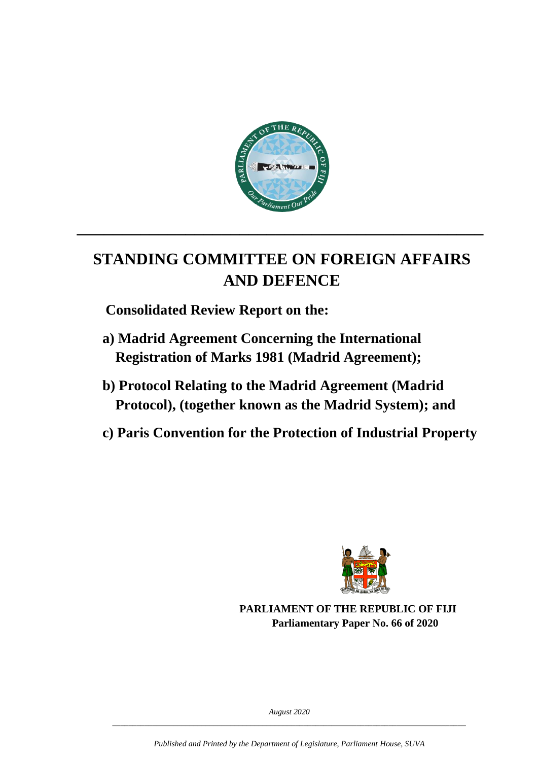# STANDING COMMITTEE ON FOREIGN AFFAIRS AND DEFENCE

**Consolidated Review Report on the:**

**a) Madrid Agreement Concerning the International Registration of Marks 1981 (Madrid Agreement);**

**b) Protocol Relating to the Madrid Agreement (Madrid Protocol), (together known as the Madrid System); and**

**c) Paris Convention for the Protection of Industrial Property**

**PARLIAMENT OF THE REPUBLIC OF FIJI**
**Parliamentary Paper No. 66 of 2020**

*August 2020*

*Published and Printed by the Department of Legislature, Parliament House, SUVA*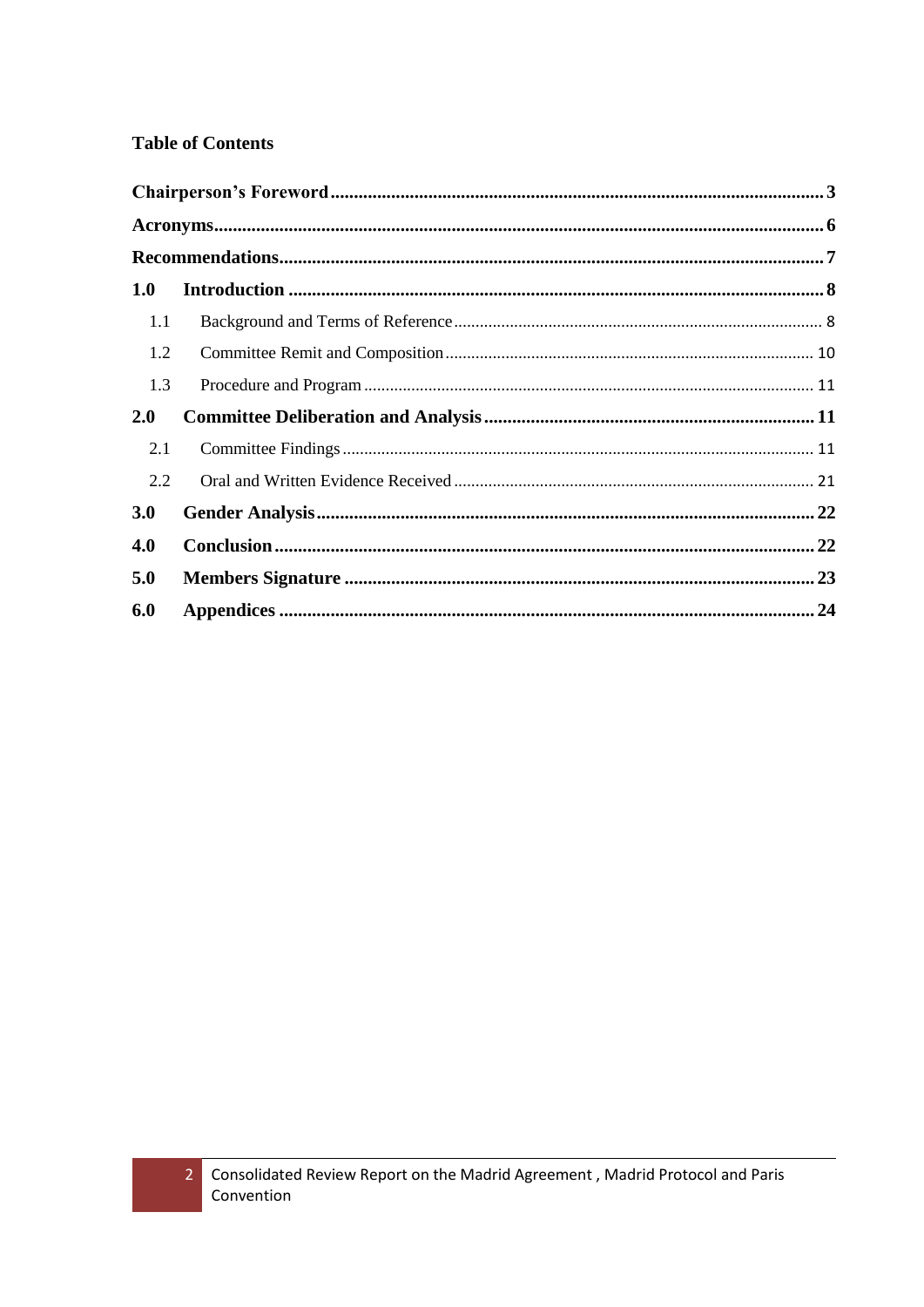# Table of Contents

**Chairperson's Foreword** .......... **3**

**Acronyms** .......... **6**

**Recommendations** .......... **7**

**1.0 Introduction** .......... **8**

- 1.1 Background and Terms of Reference .......... 8
- 1.2 Committee Remit and Composition .......... 10
- 1.3 Procedure and Program .......... 11

**2.0 Committee Deliberation and Analysis** .......... **11**

- 2.1 Committee Findings .......... 11
- 2.2 Oral and Written Evidence Received .......... 21

**3.0 Gender Analysis** .......... **22**

**4.0 Conclusion** .......... **22**

**5.0 Members Signature** .......... **23**

**6.0 Appendices** .......... **24**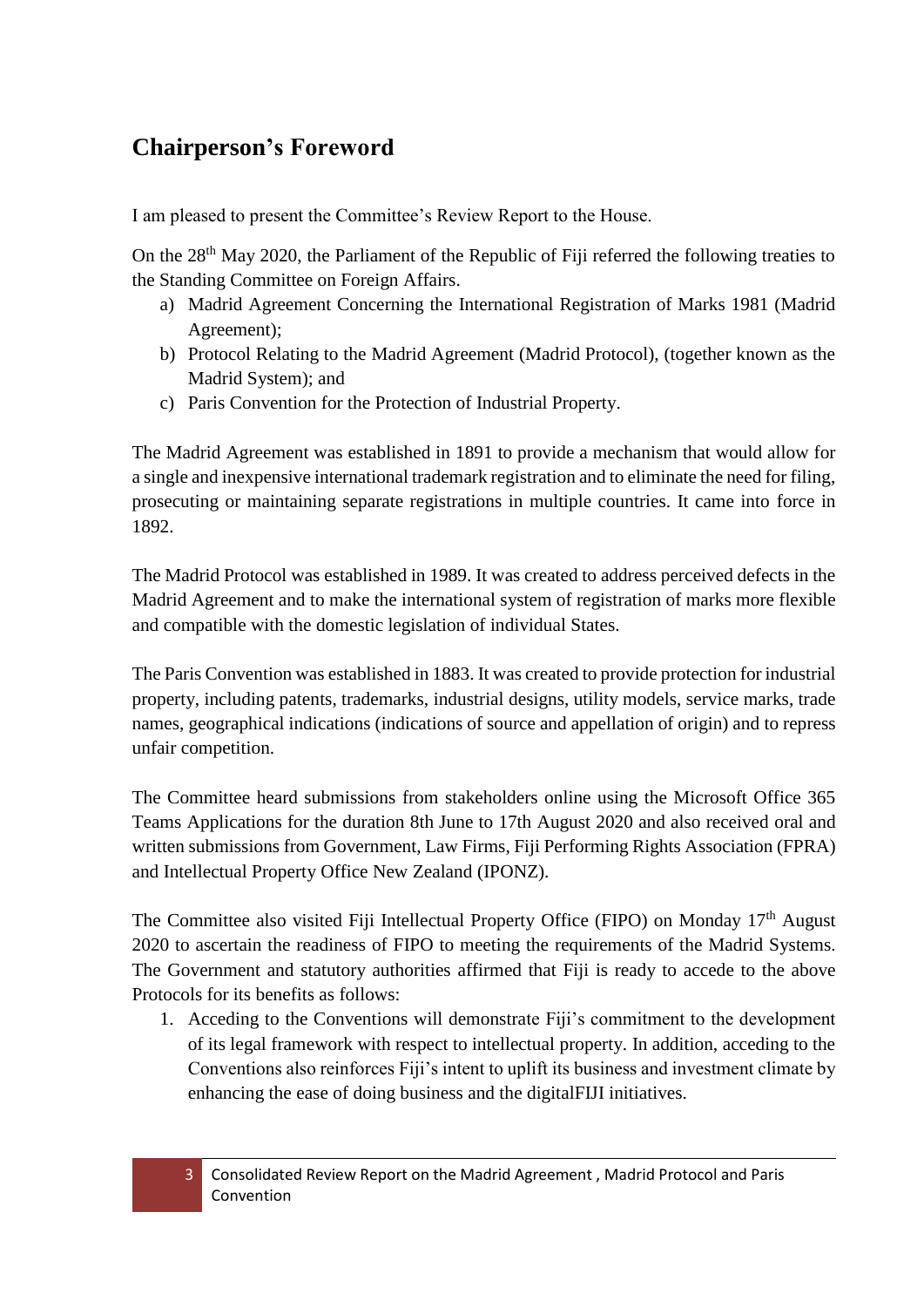## Chairperson's Foreword

I am pleased to present the Committee's Review Report to the House.

On the 28th May 2020, the Parliament of the Republic of Fiji referred the following treaties to the Standing Committee on Foreign Affairs.

a) Madrid Agreement Concerning the International Registration of Marks 1981 (Madrid Agreement);
b) Protocol Relating to the Madrid Agreement (Madrid Protocol), (together known as the Madrid System); and
c) Paris Convention for the Protection of Industrial Property.

The Madrid Agreement was established in 1891 to provide a mechanism that would allow for a single and inexpensive international trademark registration and to eliminate the need for filing, prosecuting or maintaining separate registrations in multiple countries. It came into force in 1892.

The Madrid Protocol was established in 1989. It was created to address perceived defects in the Madrid Agreement and to make the international system of registration of marks more flexible and compatible with the domestic legislation of individual States.

The Paris Convention was established in 1883. It was created to provide protection for industrial property, including patents, trademarks, industrial designs, utility models, service marks, trade names, geographical indications (indications of source and appellation of origin) and to repress unfair competition.

The Committee heard submissions from stakeholders online using the Microsoft Office 365 Teams Applications for the duration 8th June to 17th August 2020 and also received oral and written submissions from Government, Law Firms, Fiji Performing Rights Association (FPRA) and Intellectual Property Office New Zealand (IPONZ).

The Committee also visited Fiji Intellectual Property Office (FIPO) on Monday 17th August 2020 to ascertain the readiness of FIPO to meeting the requirements of the Madrid Systems. The Government and statutory authorities affirmed that Fiji is ready to accede to the above Protocols for its benefits as follows:

1. Acceding to the Conventions will demonstrate Fiji's commitment to the development of its legal framework with respect to intellectual property. In addition, acceding to the Conventions also reinforces Fiji's intent to uplift its business and investment climate by enhancing the ease of doing business and the digitalFIJI initiatives.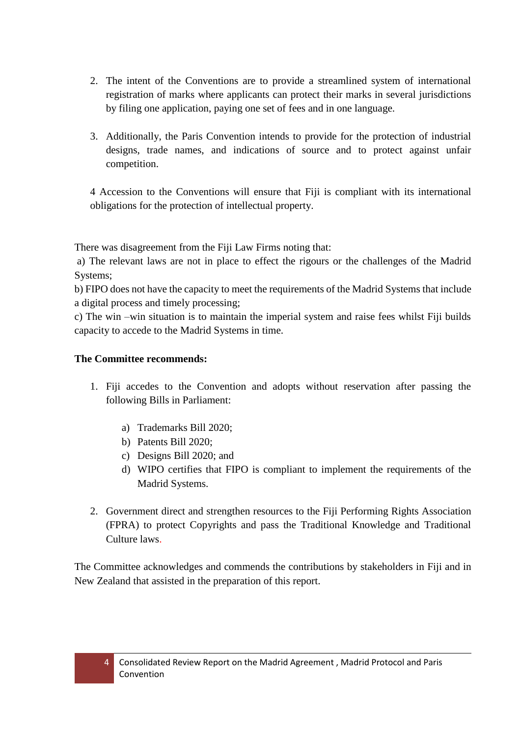2. The intent of the Conventions are to provide a streamlined system of international registration of marks where applicants can protect their marks in several jurisdictions by filing one application, paying one set of fees and in one language.

3. Additionally, the Paris Convention intends to provide for the protection of industrial designs, trade names, and indications of source and to protect against unfair competition.

4 Accession to the Conventions will ensure that Fiji is compliant with its international obligations for the protection of intellectual property.

There was disagreement from the Fiji Law Firms noting that:
a) The relevant laws are not in place to effect the rigours or the challenges of the Madrid Systems;
b) FIPO does not have the capacity to meet the requirements of the Madrid Systems that include a digital process and timely processing;
c) The win –win situation is to maintain the imperial system and raise fees whilst Fiji builds capacity to accede to the Madrid Systems in time.

**The Committee recommends:**

1. Fiji accedes to the Convention and adopts without reservation after passing the following Bills in Parliament:

    a) Trademarks Bill 2020;
    b) Patents Bill 2020;
    c) Designs Bill 2020; and
    d) WIPO certifies that FIPO is compliant to implement the requirements of the Madrid Systems.

2. Government direct and strengthen resources to the Fiji Performing Rights Association (FPRA) to protect Copyrights and pass the Traditional Knowledge and Traditional Culture laws.

The Committee acknowledges and commends the contributions by stakeholders in Fiji and in New Zealand that assisted in the preparation of this report.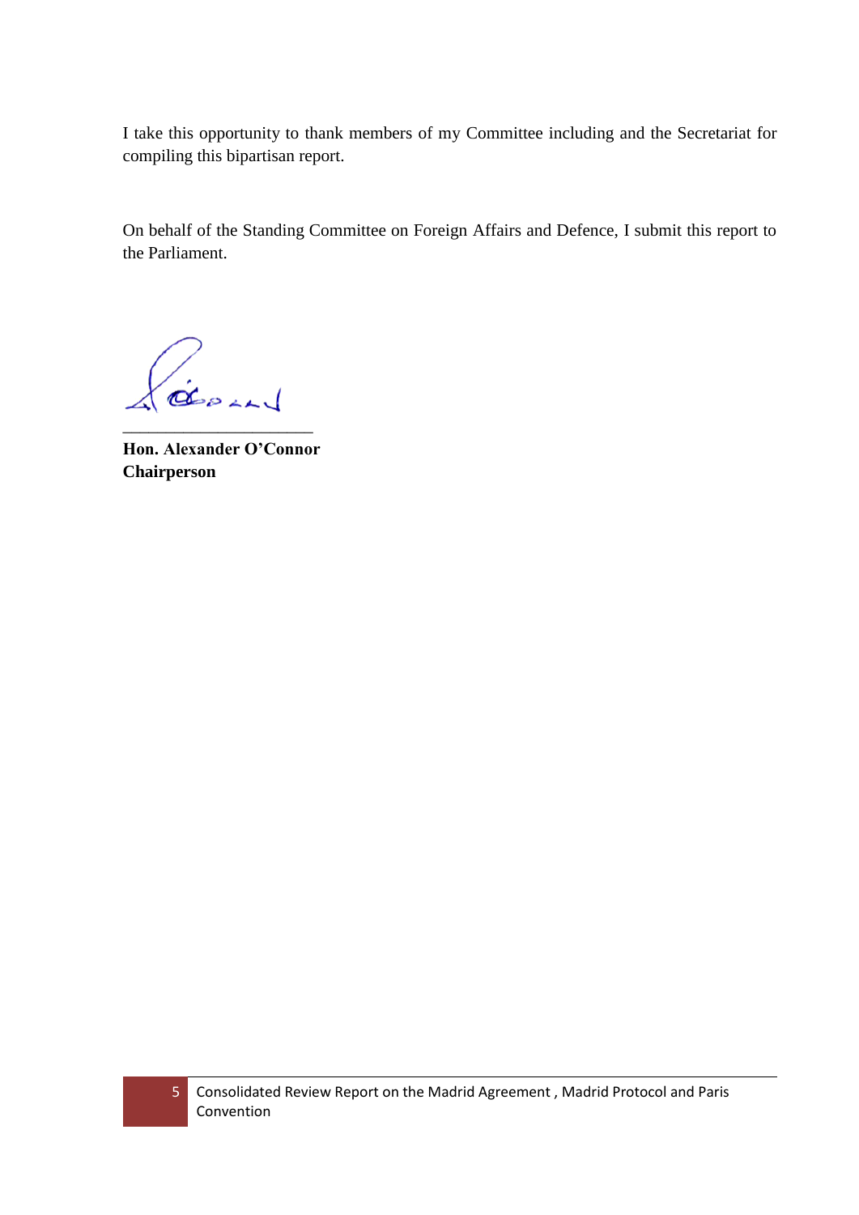I take this opportunity to thank members of my Committee including and the Secretariat for compiling this bipartisan report.

On behalf of the Standing Committee on Foreign Affairs and Defence, I submit this report to the Parliament.

\_\_\_\_\_\_\_\_\_\_\_\_\_\_\_\_\_\_\_\_\_\_

**Hon. Alexander O'Connor**
**Chairperson**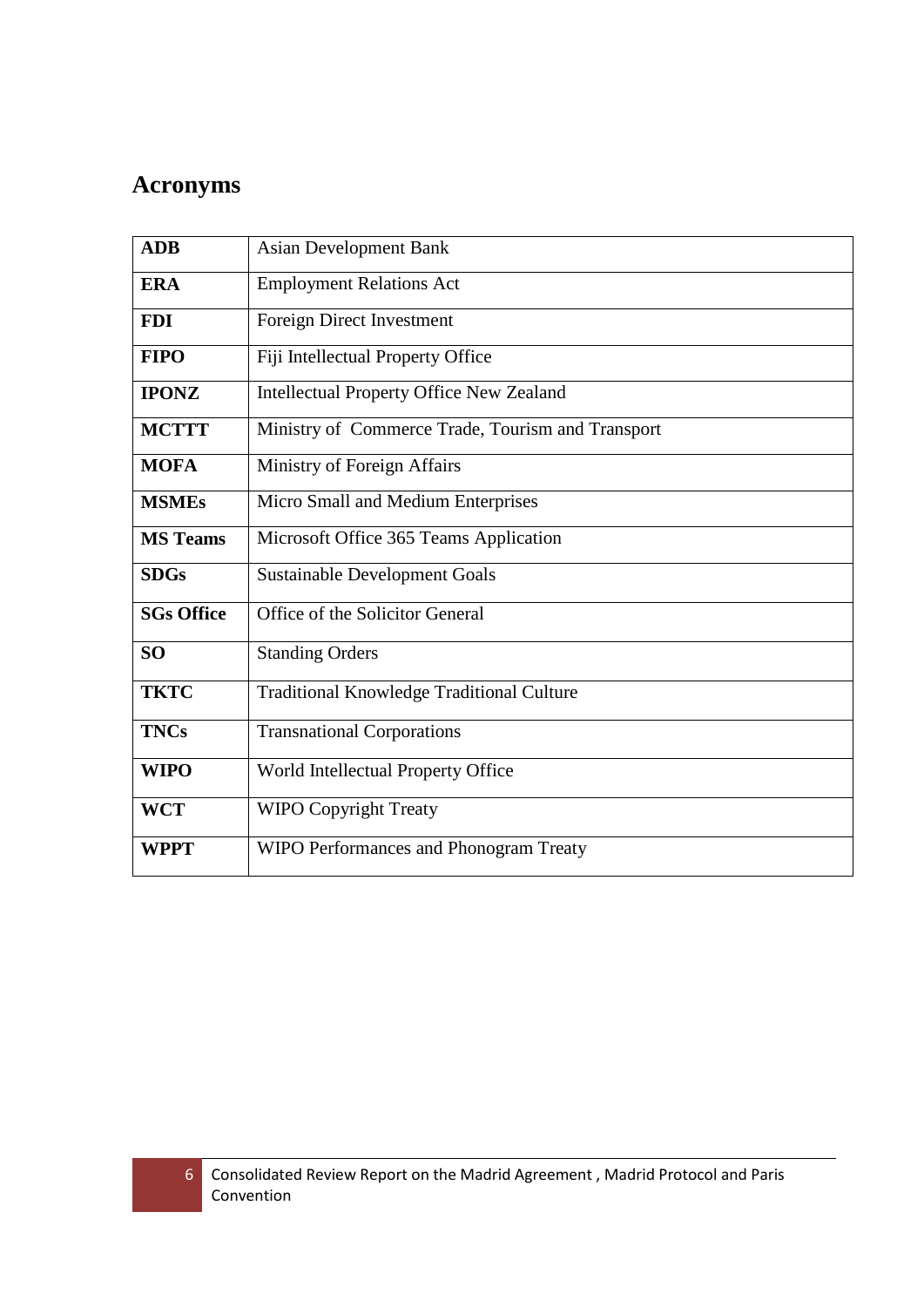## Acronyms

| | |
|---|---|
| **ADB** | Asian Development Bank |
| **ERA** | Employment Relations Act |
| **FDI** | Foreign Direct Investment |
| **FIPO** | Fiji Intellectual Property Office |
| **IPONZ** | Intellectual Property Office New Zealand |
| **MCTTT** | Ministry of Commerce Trade, Tourism and Transport |
| **MOFA** | Ministry of Foreign Affairs |
| **MSMEs** | Micro Small and Medium Enterprises |
| **MS Teams** | Microsoft Office 365 Teams Application |
| **SDGs** | Sustainable Development Goals |
| **SGs Office** | Office of the Solicitor General |
| **SO** | Standing Orders |
| **TKTC** | Traditional Knowledge Traditional Culture |
| **TNCs** | Transnational Corporations |
| **WIPO** | World Intellectual Property Office |
| **WCT** | WIPO Copyright Treaty |
| **WPPT** | WIPO Performances and Phonogram Treaty |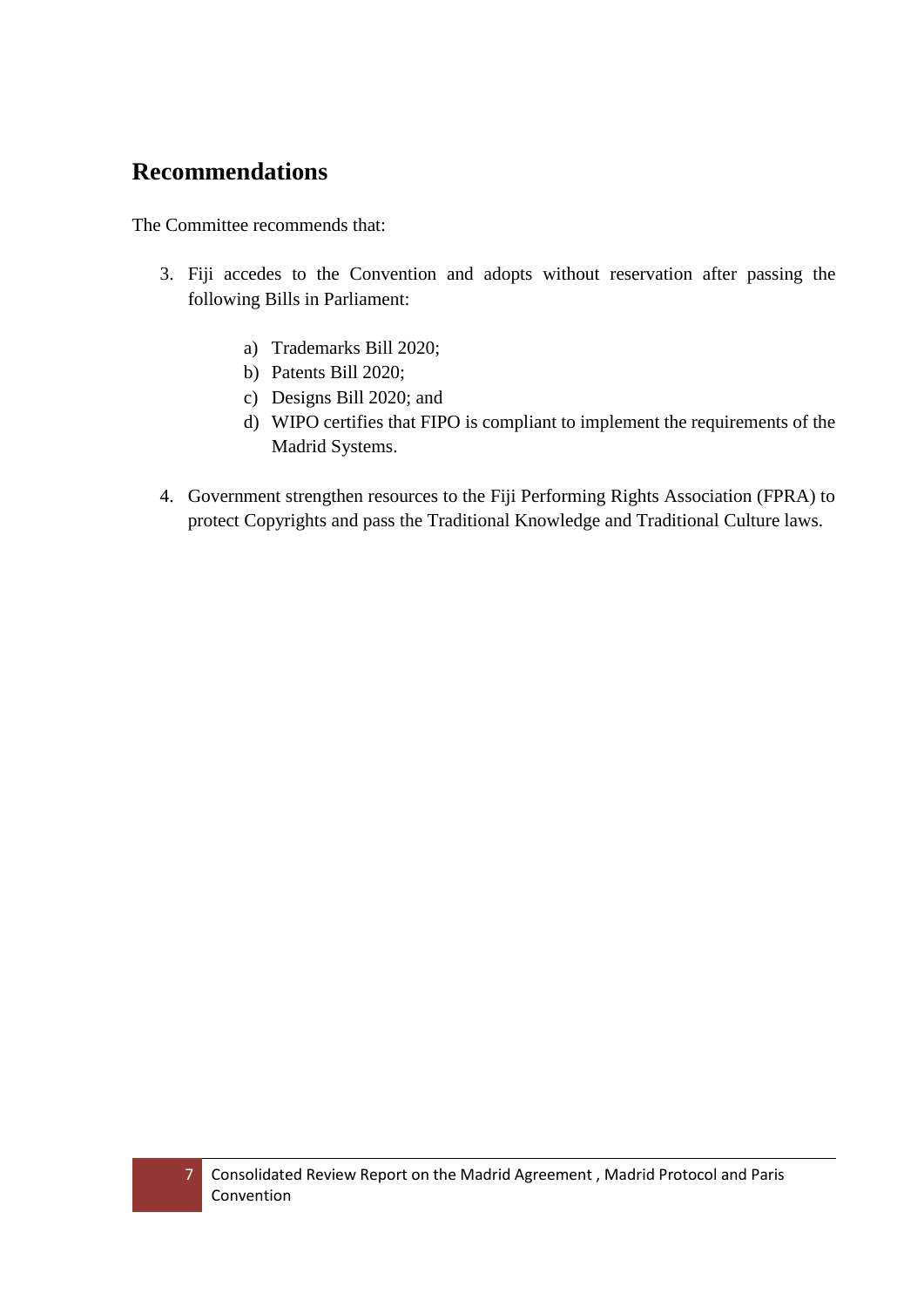## Recommendations

The Committee recommends that:

3. Fiji accedes to the Convention and adopts without reservation after passing the following Bills in Parliament:

    a) Trademarks Bill 2020;
    b) Patents Bill 2020;
    c) Designs Bill 2020; and
    d) WIPO certifies that FIPO is compliant to implement the requirements of the Madrid Systems.

4. Government strengthen resources to the Fiji Performing Rights Association (FPRA) to protect Copyrights and pass the Traditional Knowledge and Traditional Culture laws.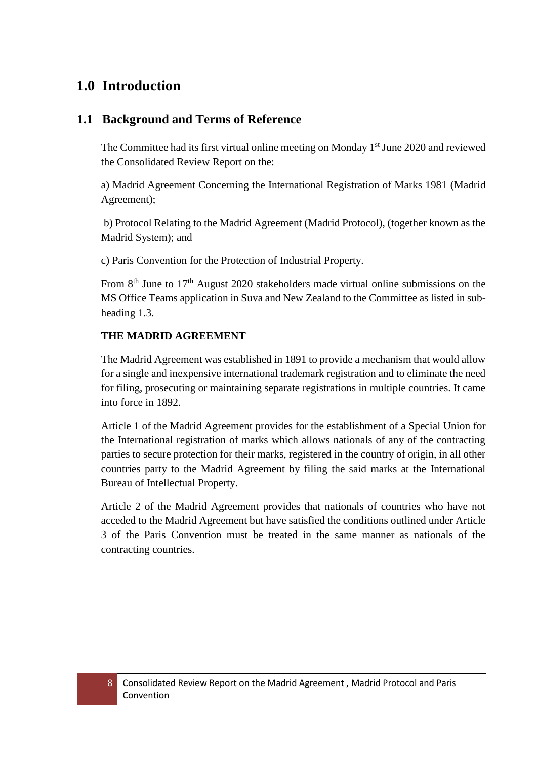# 1.0 Introduction

## 1.1 Background and Terms of Reference

The Committee had its first virtual online meeting on Monday 1st June 2020 and reviewed the Consolidated Review Report on the:

a) Madrid Agreement Concerning the International Registration of Marks 1981 (Madrid Agreement);

b) Protocol Relating to the Madrid Agreement (Madrid Protocol), (together known as the Madrid System); and

c) Paris Convention for the Protection of Industrial Property.

From 8th June to 17th August 2020 stakeholders made virtual online submissions on the MS Office Teams application in Suva and New Zealand to the Committee as listed in sub-heading 1.3.

**THE MADRID AGREEMENT**

The Madrid Agreement was established in 1891 to provide a mechanism that would allow for a single and inexpensive international trademark registration and to eliminate the need for filing, prosecuting or maintaining separate registrations in multiple countries. It came into force in 1892.

Article 1 of the Madrid Agreement provides for the establishment of a Special Union for the International registration of marks which allows nationals of any of the contracting parties to secure protection for their marks, registered in the country of origin, in all other countries party to the Madrid Agreement by filing the said marks at the International Bureau of Intellectual Property.

Article 2 of the Madrid Agreement provides that nationals of countries who have not acceded to the Madrid Agreement but have satisfied the conditions outlined under Article 3 of the Paris Convention must be treated in the same manner as nationals of the contracting countries.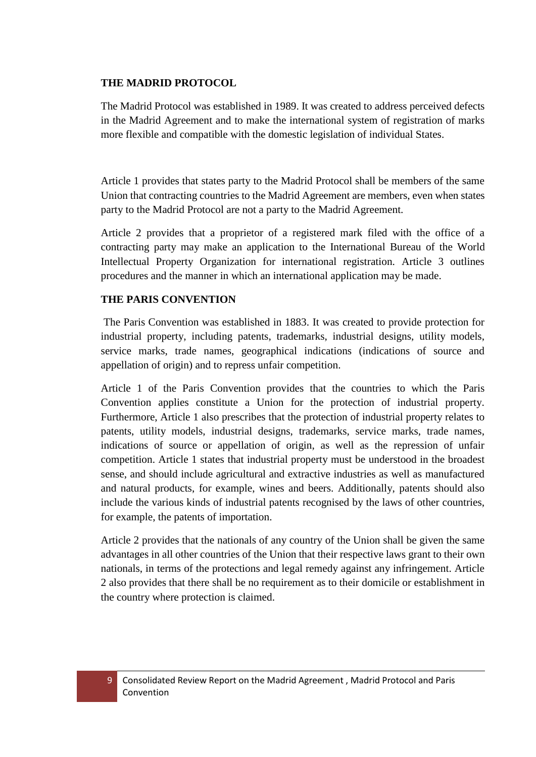**THE MADRID PROTOCOL**

The Madrid Protocol was established in 1989. It was created to address perceived defects in the Madrid Agreement and to make the international system of registration of marks more flexible and compatible with the domestic legislation of individual States.

Article 1 provides that states party to the Madrid Protocol shall be members of the same Union that contracting countries to the Madrid Agreement are members, even when states party to the Madrid Protocol are not a party to the Madrid Agreement.

Article 2 provides that a proprietor of a registered mark filed with the office of a contracting party may make an application to the International Bureau of the World Intellectual Property Organization for international registration. Article 3 outlines procedures and the manner in which an international application may be made.

**THE PARIS CONVENTION**

The Paris Convention was established in 1883. It was created to provide protection for industrial property, including patents, trademarks, industrial designs, utility models, service marks, trade names, geographical indications (indications of source and appellation of origin) and to repress unfair competition.

Article 1 of the Paris Convention provides that the countries to which the Paris Convention applies constitute a Union for the protection of industrial property. Furthermore, Article 1 also prescribes that the protection of industrial property relates to patents, utility models, industrial designs, trademarks, service marks, trade names, indications of source or appellation of origin, as well as the repression of unfair competition. Article 1 states that industrial property must be understood in the broadest sense, and should include agricultural and extractive industries as well as manufactured and natural products, for example, wines and beers. Additionally, patents should also include the various kinds of industrial patents recognised by the laws of other countries, for example, the patents of importation.

Article 2 provides that the nationals of any country of the Union shall be given the same advantages in all other countries of the Union that their respective laws grant to their own nationals, in terms of the protections and legal remedy against any infringement. Article 2 also provides that there shall be no requirement as to their domicile or establishment in the country where protection is claimed.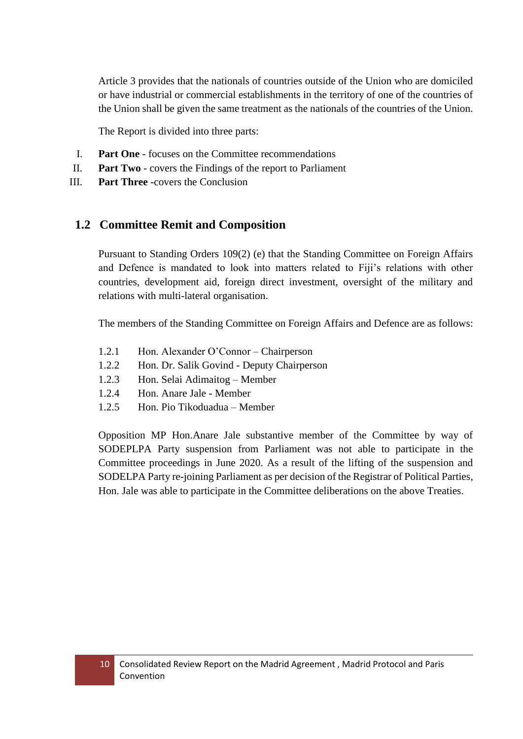Article 3 provides that the nationals of countries outside of the Union who are domiciled or have industrial or commercial establishments in the territory of one of the countries of the Union shall be given the same treatment as the nationals of the countries of the Union.

The Report is divided into three parts:

I. **Part One** - focuses on the Committee recommendations
II. **Part Two** - covers the Findings of the report to Parliament
III. **Part Three** -covers the Conclusion

## 1.2 Committee Remit and Composition

Pursuant to Standing Orders 109(2) (e) that the Standing Committee on Foreign Affairs and Defence is mandated to look into matters related to Fiji's relations with other countries, development aid, foreign direct investment, oversight of the military and relations with multi-lateral organisation.

The members of the Standing Committee on Foreign Affairs and Defence are as follows:

1.2.1 Hon. Alexander O'Connor – Chairperson
1.2.2 Hon. Dr. Salik Govind - Deputy Chairperson
1.2.3 Hon. Selai Adimaitog – Member
1.2.4 Hon. Anare Jale - Member
1.2.5 Hon. Pio Tikoduadua – Member

Opposition MP Hon.Anare Jale substantive member of the Committee by way of SODEPLPA Party suspension from Parliament was not able to participate in the Committee proceedings in June 2020. As a result of the lifting of the suspension and SODELPA Party re-joining Parliament as per decision of the Registrar of Political Parties, Hon. Jale was able to participate in the Committee deliberations on the above Treaties.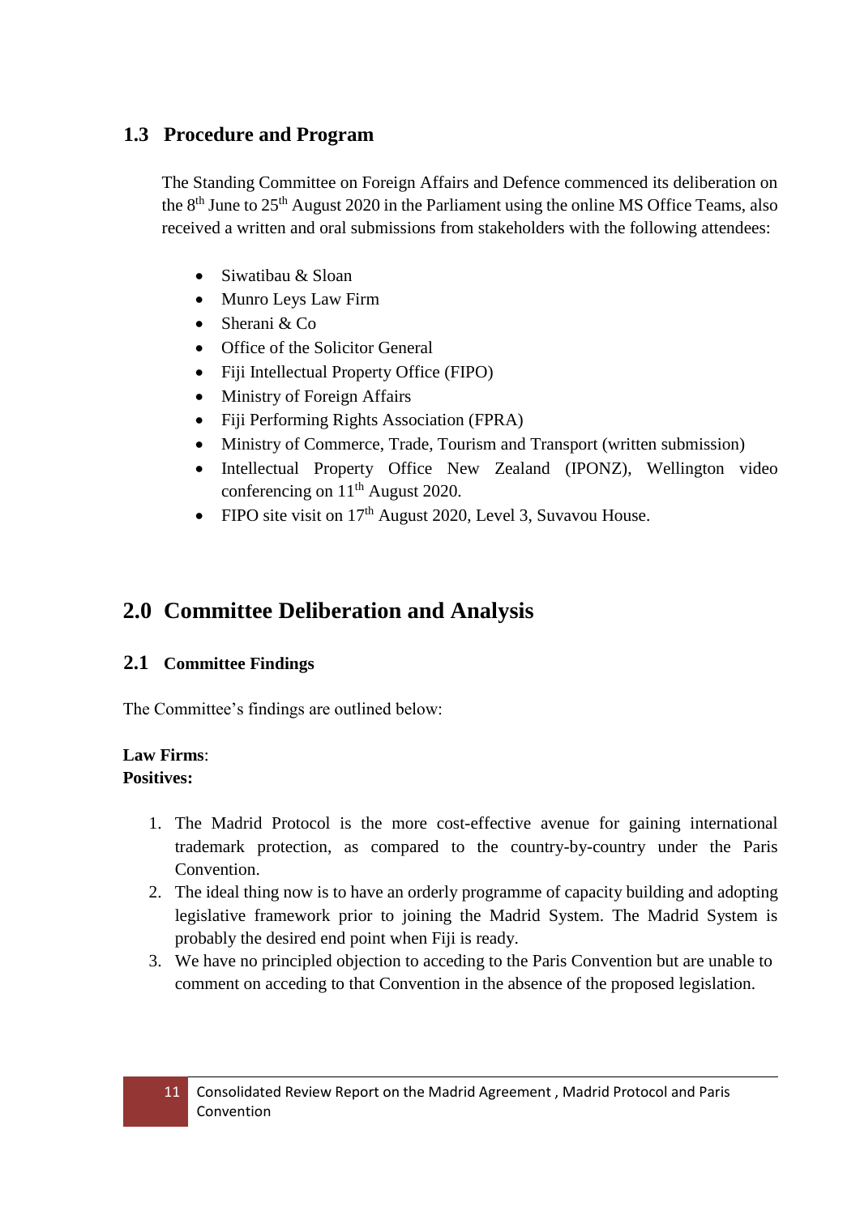## 1.3 Procedure and Program

The Standing Committee on Foreign Affairs and Defence commenced its deliberation on the 8th June to 25th August 2020 in the Parliament using the online MS Office Teams, also received a written and oral submissions from stakeholders with the following attendees:

- Siwatibau & Sloan
- Munro Leys Law Firm
- Sherani & Co
- Office of the Solicitor General
- Fiji Intellectual Property Office (FIPO)
- Ministry of Foreign Affairs
- Fiji Performing Rights Association (FPRA)
- Ministry of Commerce, Trade, Tourism and Transport (written submission)
- Intellectual Property Office New Zealand (IPONZ), Wellington video conferencing on 11th August 2020.
- FIPO site visit on 17th August 2020, Level 3, Suvavou House.

# 2.0 Committee Deliberation and Analysis

## 2.1 Committee Findings

The Committee's findings are outlined below:

**Law Firms**:
**Positives:**

1. The Madrid Protocol is the more cost-effective avenue for gaining international trademark protection, as compared to the country-by-country under the Paris Convention.
2. The ideal thing now is to have an orderly programme of capacity building and adopting legislative framework prior to joining the Madrid System. The Madrid System is probably the desired end point when Fiji is ready.
3. We have no principled objection to acceding to the Paris Convention but are unable to comment on acceding to that Convention in the absence of the proposed legislation.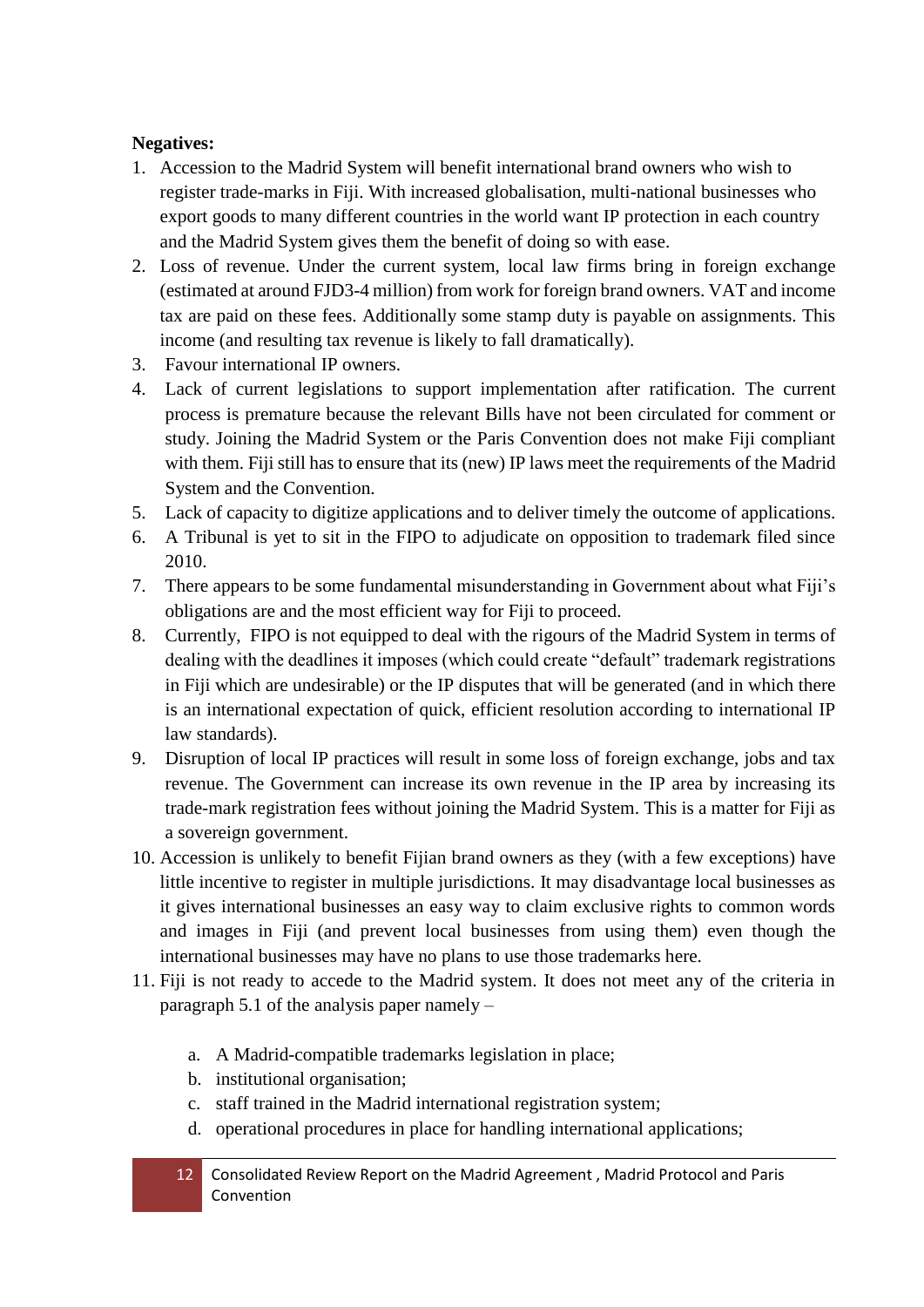**Negatives:**

1. Accession to the Madrid System will benefit international brand owners who wish to register trade-marks in Fiji. With increased globalisation, multi-national businesses who export goods to many different countries in the world want IP protection in each country and the Madrid System gives them the benefit of doing so with ease.
2. Loss of revenue. Under the current system, local law firms bring in foreign exchange (estimated at around FJD3-4 million) from work for foreign brand owners. VAT and income tax are paid on these fees. Additionally some stamp duty is payable on assignments. This income (and resulting tax revenue is likely to fall dramatically).
3. Favour international IP owners.
4. Lack of current legislations to support implementation after ratification. The current process is premature because the relevant Bills have not been circulated for comment or study. Joining the Madrid System or the Paris Convention does not make Fiji compliant with them. Fiji still has to ensure that its (new) IP laws meet the requirements of the Madrid System and the Convention.
5. Lack of capacity to digitize applications and to deliver timely the outcome of applications.
6. A Tribunal is yet to sit in the FIPO to adjudicate on opposition to trademark filed since 2010.
7. There appears to be some fundamental misunderstanding in Government about what Fiji's obligations are and the most efficient way for Fiji to proceed.
8. Currently, FIPO is not equipped to deal with the rigours of the Madrid System in terms of dealing with the deadlines it imposes (which could create "default" trademark registrations in Fiji which are undesirable) or the IP disputes that will be generated (and in which there is an international expectation of quick, efficient resolution according to international IP law standards).
9. Disruption of local IP practices will result in some loss of foreign exchange, jobs and tax revenue. The Government can increase its own revenue in the IP area by increasing its trade-mark registration fees without joining the Madrid System. This is a matter for Fiji as a sovereign government.
10. Accession is unlikely to benefit Fijian brand owners as they (with a few exceptions) have little incentive to register in multiple jurisdictions. It may disadvantage local businesses as it gives international businesses an easy way to claim exclusive rights to common words and images in Fiji (and prevent local businesses from using them) even though the international businesses may have no plans to use those trademarks here.
11. Fiji is not ready to accede to the Madrid system. It does not meet any of the criteria in paragraph 5.1 of the analysis paper namely –

    a. A Madrid-compatible trademarks legislation in place;
    b. institutional organisation;
    c. staff trained in the Madrid international registration system;
    d. operational procedures in place for handling international applications;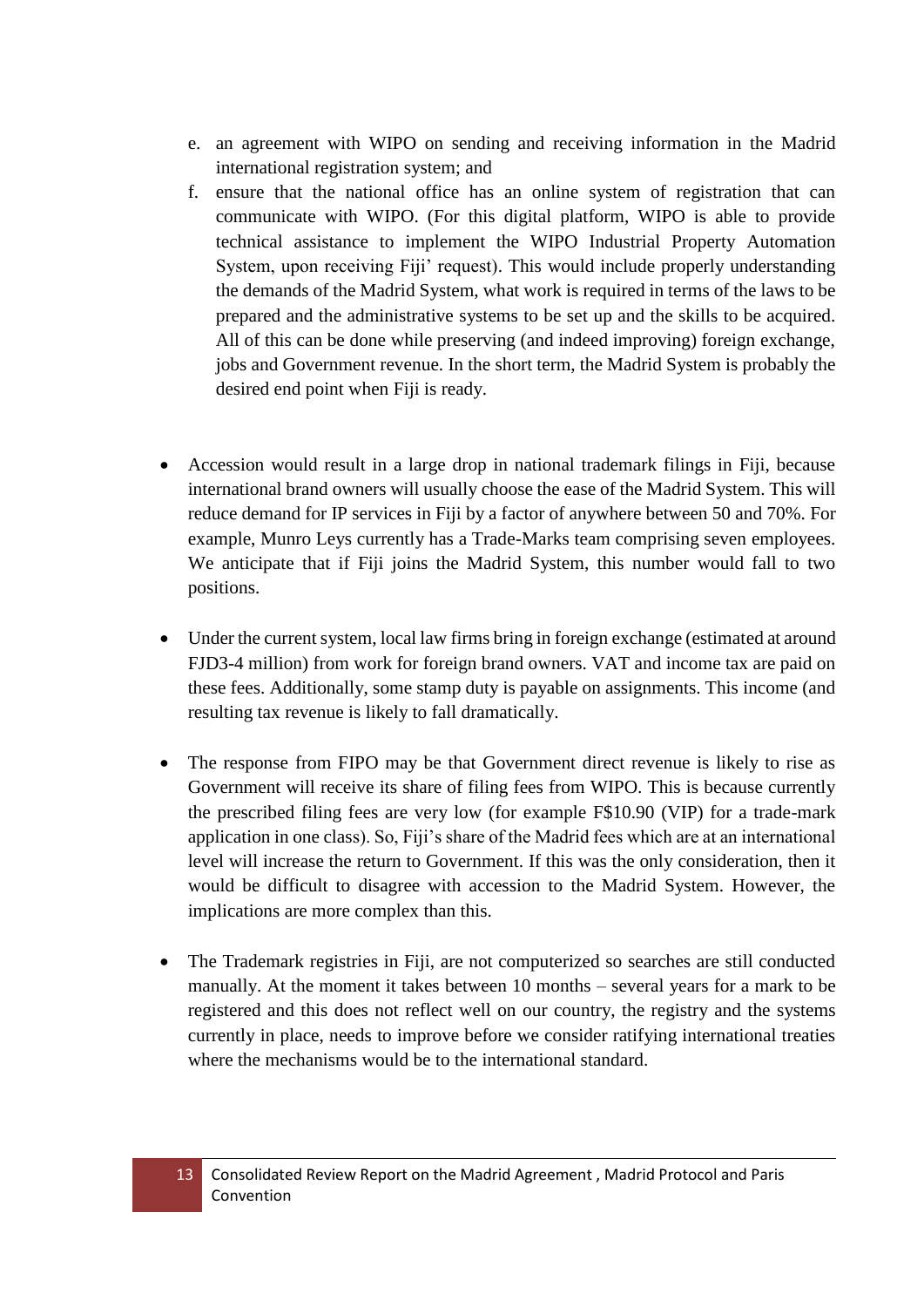e. an agreement with WIPO on sending and receiving information in the Madrid international registration system; and

f. ensure that the national office has an online system of registration that can communicate with WIPO. (For this digital platform, WIPO is able to provide technical assistance to implement the WIPO Industrial Property Automation System, upon receiving Fiji' request). This would include properly understanding the demands of the Madrid System, what work is required in terms of the laws to be prepared and the administrative systems to be set up and the skills to be acquired. All of this can be done while preserving (and indeed improving) foreign exchange, jobs and Government revenue. In the short term, the Madrid System is probably the desired end point when Fiji is ready.

- Accession would result in a large drop in national trademark filings in Fiji, because international brand owners will usually choose the ease of the Madrid System. This will reduce demand for IP services in Fiji by a factor of anywhere between 50 and 70%. For example, Munro Leys currently has a Trade-Marks team comprising seven employees. We anticipate that if Fiji joins the Madrid System, this number would fall to two positions.

- Under the current system, local law firms bring in foreign exchange (estimated at around FJD3-4 million) from work for foreign brand owners. VAT and income tax are paid on these fees. Additionally, some stamp duty is payable on assignments. This income (and resulting tax revenue is likely to fall dramatically.

- The response from FIPO may be that Government direct revenue is likely to rise as Government will receive its share of filing fees from WIPO. This is because currently the prescribed filing fees are very low (for example F$10.90 (VIP) for a trade-mark application in one class). So, Fiji's share of the Madrid fees which are at an international level will increase the return to Government. If this was the only consideration, then it would be difficult to disagree with accession to the Madrid System. However, the implications are more complex than this.

- The Trademark registries in Fiji, are not computerized so searches are still conducted manually. At the moment it takes between 10 months – several years for a mark to be registered and this does not reflect well on our country, the registry and the systems currently in place, needs to improve before we consider ratifying international treaties where the mechanisms would be to the international standard.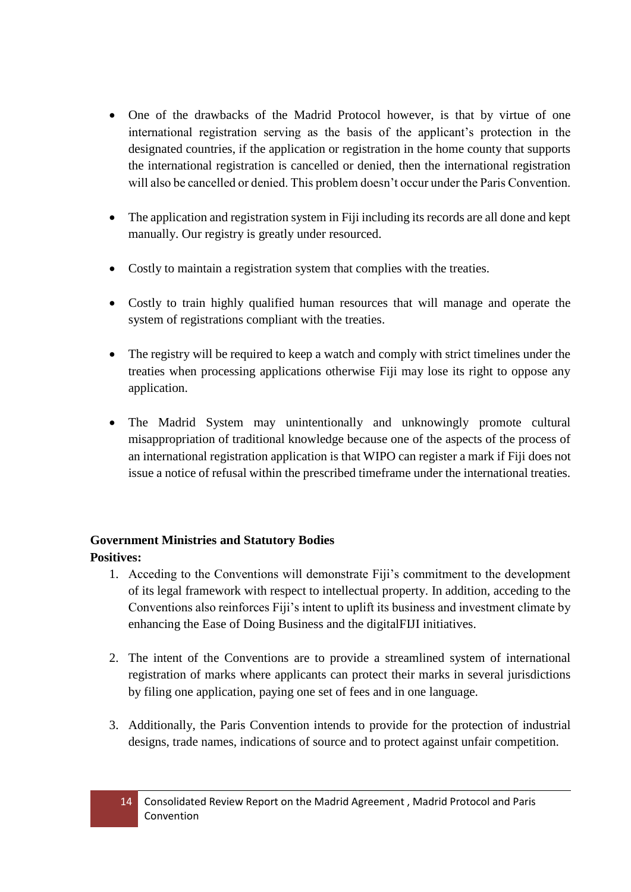- One of the drawbacks of the Madrid Protocol however, is that by virtue of one international registration serving as the basis of the applicant's protection in the designated countries, if the application or registration in the home county that supports the international registration is cancelled or denied, then the international registration will also be cancelled or denied. This problem doesn't occur under the Paris Convention.

- The application and registration system in Fiji including its records are all done and kept manually. Our registry is greatly under resourced.

- Costly to maintain a registration system that complies with the treaties.

- Costly to train highly qualified human resources that will manage and operate the system of registrations compliant with the treaties.

- The registry will be required to keep a watch and comply with strict timelines under the treaties when processing applications otherwise Fiji may lose its right to oppose any application.

- The Madrid System may unintentionally and unknowingly promote cultural misappropriation of traditional knowledge because one of the aspects of the process of an international registration application is that WIPO can register a mark if Fiji does not issue a notice of refusal within the prescribed timeframe under the international treaties.

**Government Ministries and Statutory Bodies**

**Positives:**

1. Acceding to the Conventions will demonstrate Fiji's commitment to the development of its legal framework with respect to intellectual property. In addition, acceding to the Conventions also reinforces Fiji's intent to uplift its business and investment climate by enhancing the Ease of Doing Business and the digitalFIJI initiatives.

2. The intent of the Conventions are to provide a streamlined system of international registration of marks where applicants can protect their marks in several jurisdictions by filing one application, paying one set of fees and in one language.

3. Additionally, the Paris Convention intends to provide for the protection of industrial designs, trade names, indications of source and to protect against unfair competition.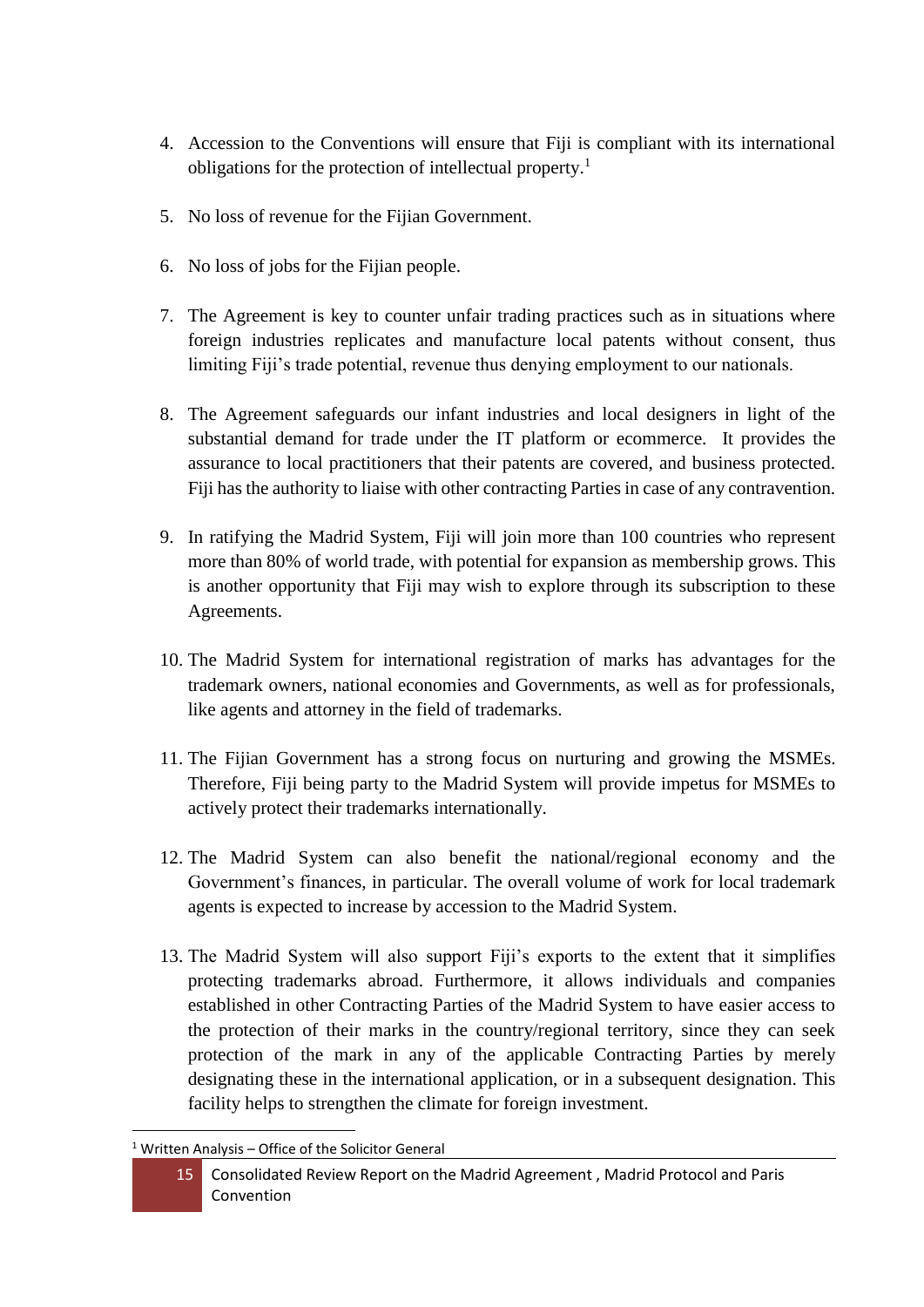4. Accession to the Conventions will ensure that Fiji is compliant with its international obligations for the protection of intellectual property.[1]

5. No loss of revenue for the Fijian Government.

6. No loss of jobs for the Fijian people.

7. The Agreement is key to counter unfair trading practices such as in situations where foreign industries replicates and manufacture local patents without consent, thus limiting Fiji's trade potential, revenue thus denying employment to our nationals.

8. The Agreement safeguards our infant industries and local designers in light of the substantial demand for trade under the IT platform or ecommerce. It provides the assurance to local practitioners that their patents are covered, and business protected. Fiji has the authority to liaise with other contracting Parties in case of any contravention.

9. In ratifying the Madrid System, Fiji will join more than 100 countries who represent more than 80% of world trade, with potential for expansion as membership grows. This is another opportunity that Fiji may wish to explore through its subscription to these Agreements.

10. The Madrid System for international registration of marks has advantages for the trademark owners, national economies and Governments, as well as for professionals, like agents and attorney in the field of trademarks.

11. The Fijian Government has a strong focus on nurturing and growing the MSMEs. Therefore, Fiji being party to the Madrid System will provide impetus for MSMEs to actively protect their trademarks internationally.

12. The Madrid System can also benefit the national/regional economy and the Government's finances, in particular. The overall volume of work for local trademark agents is expected to increase by accession to the Madrid System.

13. The Madrid System will also support Fiji's exports to the extent that it simplifies protecting trademarks abroad. Furthermore, it allows individuals and companies established in other Contracting Parties of the Madrid System to have easier access to the protection of their marks in the country/regional territory, since they can seek protection of the mark in any of the applicable Contracting Parties by merely designating these in the international application, or in a subsequent designation. This facility helps to strengthen the climate for foreign investment.

[1] Written Analysis – Office of the Solicitor General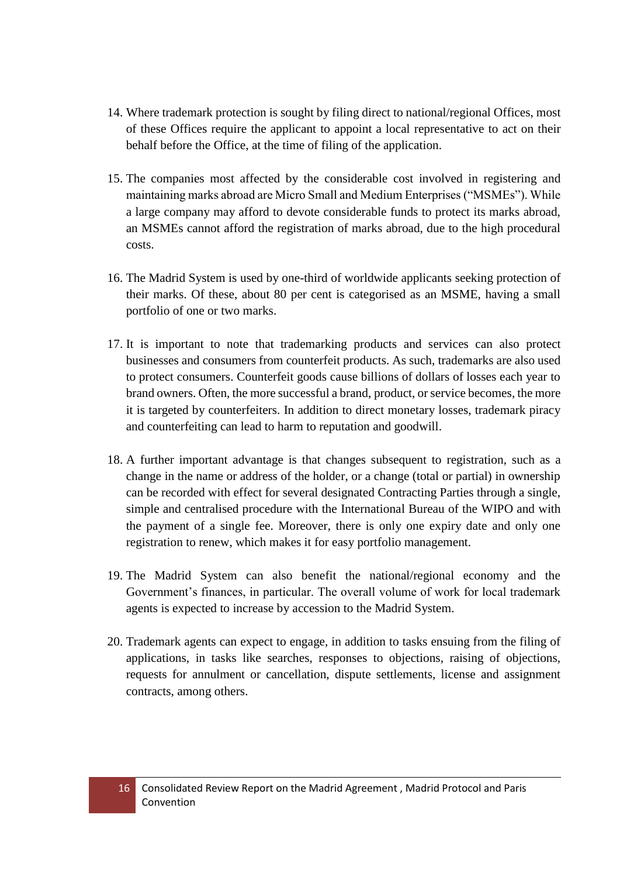14. Where trademark protection is sought by filing direct to national/regional Offices, most of these Offices require the applicant to appoint a local representative to act on their behalf before the Office, at the time of filing of the application.

15. The companies most affected by the considerable cost involved in registering and maintaining marks abroad are Micro Small and Medium Enterprises ("MSMEs"). While a large company may afford to devote considerable funds to protect its marks abroad, an MSMEs cannot afford the registration of marks abroad, due to the high procedural costs.

16. The Madrid System is used by one-third of worldwide applicants seeking protection of their marks. Of these, about 80 per cent is categorised as an MSME, having a small portfolio of one or two marks.

17. It is important to note that trademarking products and services can also protect businesses and consumers from counterfeit products. As such, trademarks are also used to protect consumers. Counterfeit goods cause billions of dollars of losses each year to brand owners. Often, the more successful a brand, product, or service becomes, the more it is targeted by counterfeiters. In addition to direct monetary losses, trademark piracy and counterfeiting can lead to harm to reputation and goodwill.

18. A further important advantage is that changes subsequent to registration, such as a change in the name or address of the holder, or a change (total or partial) in ownership can be recorded with effect for several designated Contracting Parties through a single, simple and centralised procedure with the International Bureau of the WIPO and with the payment of a single fee. Moreover, there is only one expiry date and only one registration to renew, which makes it for easy portfolio management.

19. The Madrid System can also benefit the national/regional economy and the Government's finances, in particular. The overall volume of work for local trademark agents is expected to increase by accession to the Madrid System.

20. Trademark agents can expect to engage, in addition to tasks ensuing from the filing of applications, in tasks like searches, responses to objections, raising of objections, requests for annulment or cancellation, dispute settlements, license and assignment contracts, among others.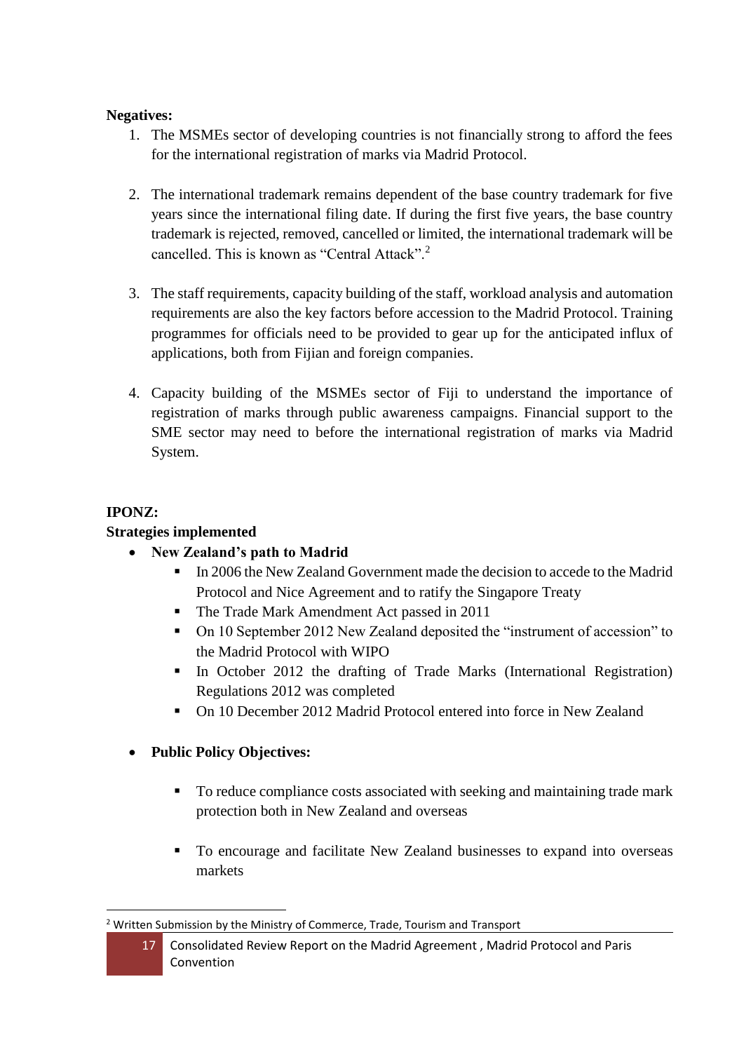**Negatives:**

1. The MSMEs sector of developing countries is not financially strong to afford the fees for the international registration of marks via Madrid Protocol.

2. The international trademark remains dependent of the base country trademark for five years since the international filing date. If during the first five years, the base country trademark is rejected, removed, cancelled or limited, the international trademark will be cancelled. This is known as "Central Attack".[2]

3. The staff requirements, capacity building of the staff, workload analysis and automation requirements are also the key factors before accession to the Madrid Protocol. Training programmes for officials need to be provided to gear up for the anticipated influx of applications, both from Fijian and foreign companies.

4. Capacity building of the MSMEs sector of Fiji to understand the importance of registration of marks through public awareness campaigns. Financial support to the SME sector may need to before the international registration of marks via Madrid System.

**IPONZ:**

**Strategies implemented**

- **New Zealand's path to Madrid**
  - In 2006 the New Zealand Government made the decision to accede to the Madrid Protocol and Nice Agreement and to ratify the Singapore Treaty
  - The Trade Mark Amendment Act passed in 2011
  - On 10 September 2012 New Zealand deposited the "instrument of accession" to the Madrid Protocol with WIPO
  - In October 2012 the drafting of Trade Marks (International Registration) Regulations 2012 was completed
  - On 10 December 2012 Madrid Protocol entered into force in New Zealand

- **Public Policy Objectives:**

  - To reduce compliance costs associated with seeking and maintaining trade mark protection both in New Zealand and overseas

  - To encourage and facilitate New Zealand businesses to expand into overseas markets

[2] Written Submission by the Ministry of Commerce, Trade, Tourism and Transport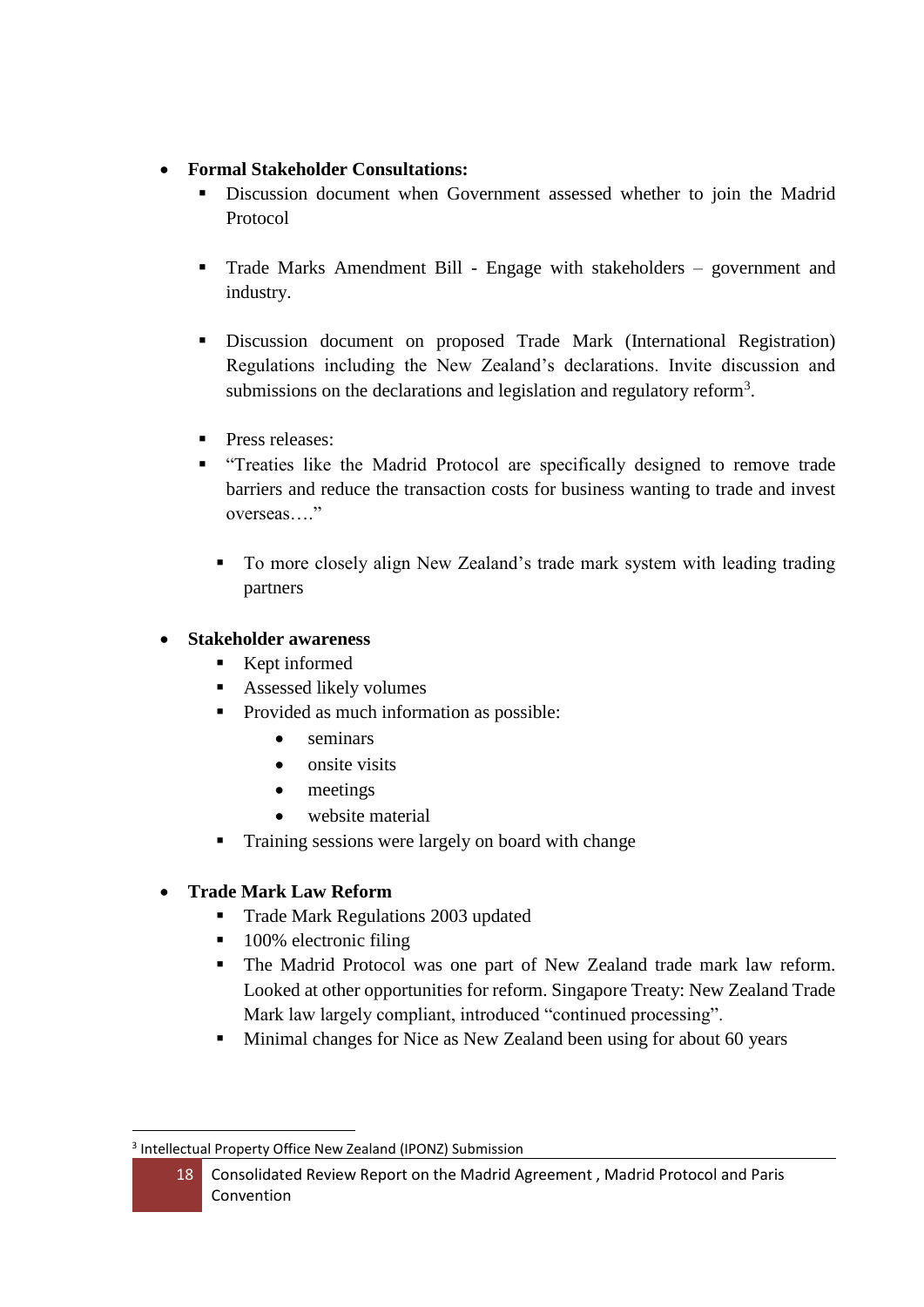- **Formal Stakeholder Consultations:**
  - Discussion document when Government assessed whether to join the Madrid Protocol

  - Trade Marks Amendment Bill - Engage with stakeholders – government and industry.

  - Discussion document on proposed Trade Mark (International Registration) Regulations including the New Zealand's declarations. Invite discussion and submissions on the declarations and legislation and regulatory reform[3].

  - Press releases:
  - "Treaties like the Madrid Protocol are specifically designed to remove trade barriers and reduce the transaction costs for business wanting to trade and invest overseas…."

    - To more closely align New Zealand's trade mark system with leading trading partners

- **Stakeholder awareness**
  - Kept informed
  - Assessed likely volumes
  - Provided as much information as possible:
    - seminars
    - onsite visits
    - meetings
    - website material
  - Training sessions were largely on board with change

- **Trade Mark Law Reform**
  - Trade Mark Regulations 2003 updated
  - 100% electronic filing
  - The Madrid Protocol was one part of New Zealand trade mark law reform. Looked at other opportunities for reform. Singapore Treaty: New Zealand Trade Mark law largely compliant, introduced "continued processing".
  - Minimal changes for Nice as New Zealand been using for about 60 years

[3] Intellectual Property Office New Zealand (IPONZ) Submission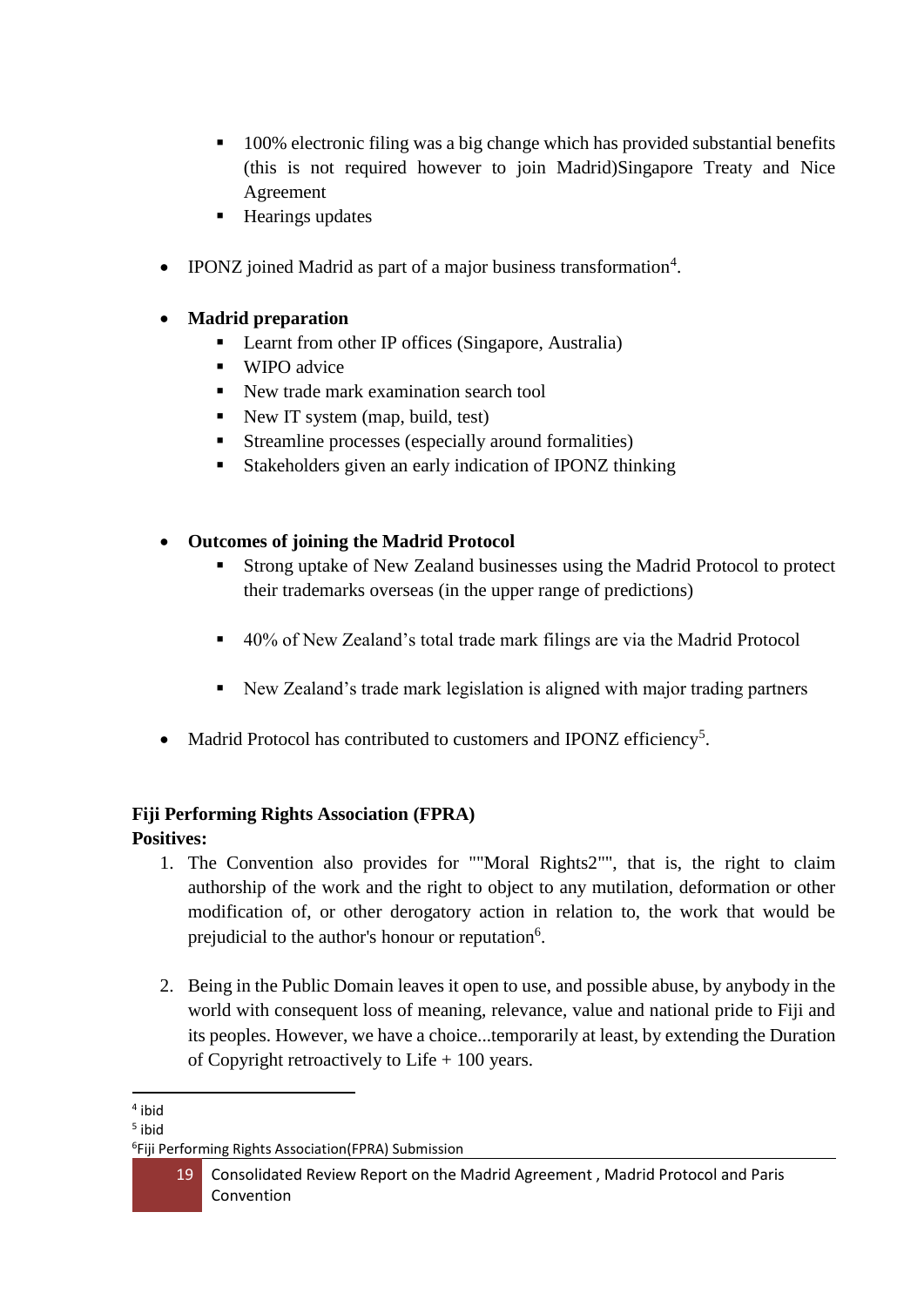- 100% electronic filing was a big change which has provided substantial benefits (this is not required however to join Madrid)Singapore Treaty and Nice Agreement
    - Hearings updates

- IPONZ joined Madrid as part of a major business transformation[4].

- **Madrid preparation**
    - Learnt from other IP offices (Singapore, Australia)
    - WIPO advice
    - New trade mark examination search tool
    - New IT system (map, build, test)
    - Streamline processes (especially around formalities)
    - Stakeholders given an early indication of IPONZ thinking

- **Outcomes of joining the Madrid Protocol**
    - Strong uptake of New Zealand businesses using the Madrid Protocol to protect their trademarks overseas (in the upper range of predictions)
    - 40% of New Zealand's total trade mark filings are via the Madrid Protocol
    - New Zealand's trade mark legislation is aligned with major trading partners

- Madrid Protocol has contributed to customers and IPONZ efficiency[5].

**Fiji Performing Rights Association (FPRA)**
**Positives:**

1. The Convention also provides for ""Moral Rights2"", that is, the right to claim authorship of the work and the right to object to any mutilation, deformation or other modification of, or other derogatory action in relation to, the work that would be prejudicial to the author's honour or reputation[6].

2. Being in the Public Domain leaves it open to use, and possible abuse, by anybody in the world with consequent loss of meaning, relevance, value and national pride to Fiji and its peoples. However, we have a choice...temporarily at least, by extending the Duration of Copyright retroactively to Life + 100 years.

---

[4] ibid
[5] ibid
[6] Fiji Performing Rights Association(FPRA) Submission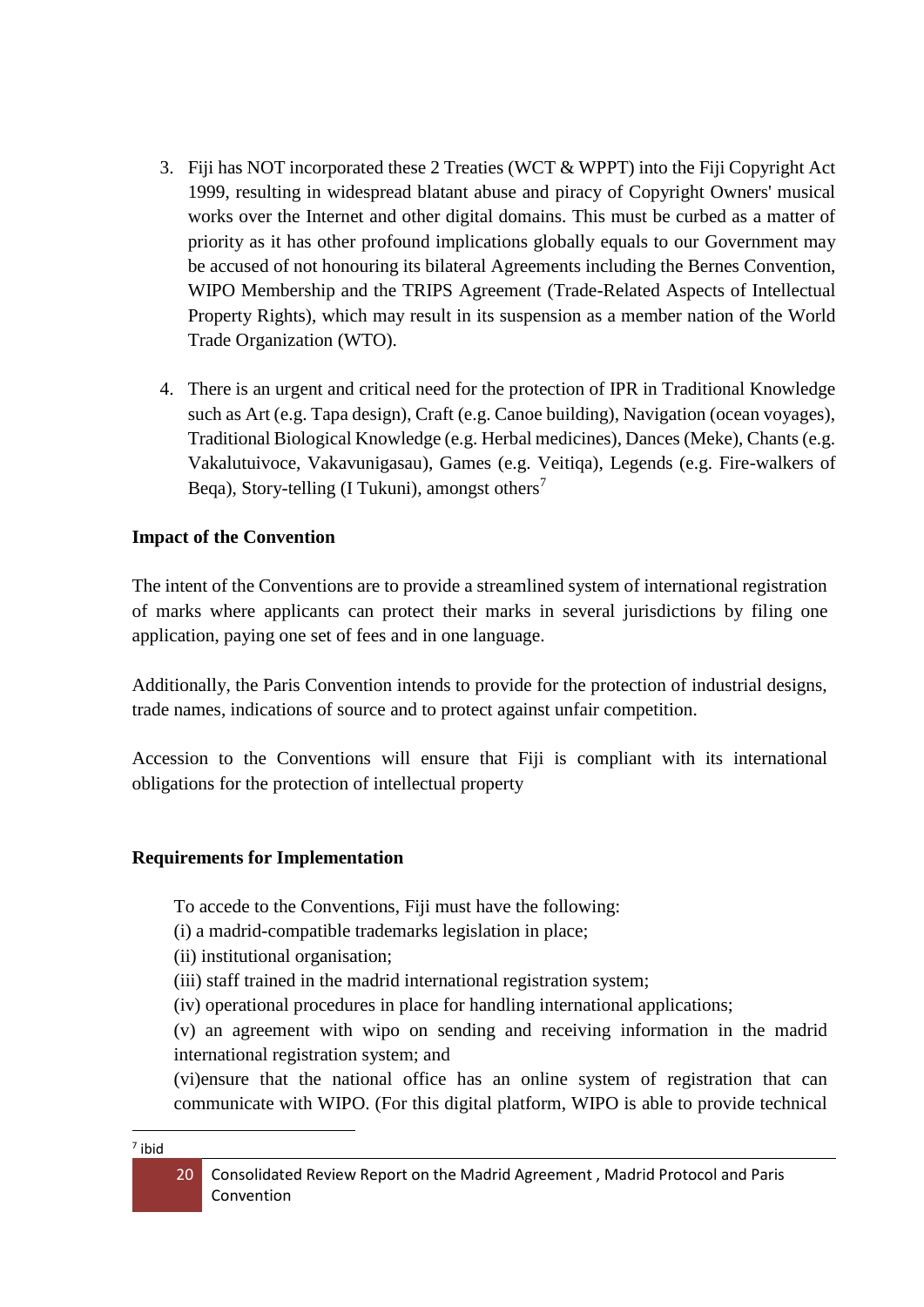3. Fiji has NOT incorporated these 2 Treaties (WCT & WPPT) into the Fiji Copyright Act 1999, resulting in widespread blatant abuse and piracy of Copyright Owners' musical works over the Internet and other digital domains. This must be curbed as a matter of priority as it has other profound implications globally equals to our Government may be accused of not honouring its bilateral Agreements including the Bernes Convention, WIPO Membership and the TRIPS Agreement (Trade-Related Aspects of Intellectual Property Rights), which may result in its suspension as a member nation of the World Trade Organization (WTO).

4. There is an urgent and critical need for the protection of IPR in Traditional Knowledge such as Art (e.g. Tapa design), Craft (e.g. Canoe building), Navigation (ocean voyages), Traditional Biological Knowledge (e.g. Herbal medicines), Dances (Meke), Chants (e.g. Vakalutuivoce, Vakavunigasau), Games (e.g. Veitiqa), Legends (e.g. Fire-walkers of Beqa), Story-telling (I Tukuni), amongst others[7]

**Impact of the Convention**

The intent of the Conventions are to provide a streamlined system of international registration of marks where applicants can protect their marks in several jurisdictions by filing one application, paying one set of fees and in one language.

Additionally, the Paris Convention intends to provide for the protection of industrial designs, trade names, indications of source and to protect against unfair competition.

Accession to the Conventions will ensure that Fiji is compliant with its international obligations for the protection of intellectual property

**Requirements for Implementation**

To accede to the Conventions, Fiji must have the following:
(i) a madrid-compatible trademarks legislation in place;
(ii) institutional organisation;
(iii) staff trained in the madrid international registration system;
(iv) operational procedures in place for handling international applications;
(v) an agreement with wipo on sending and receiving information in the madrid international registration system; and
(vi)ensure that the national office has an online system of registration that can communicate with WIPO. (For this digital platform, WIPO is able to provide technical

[7] ibid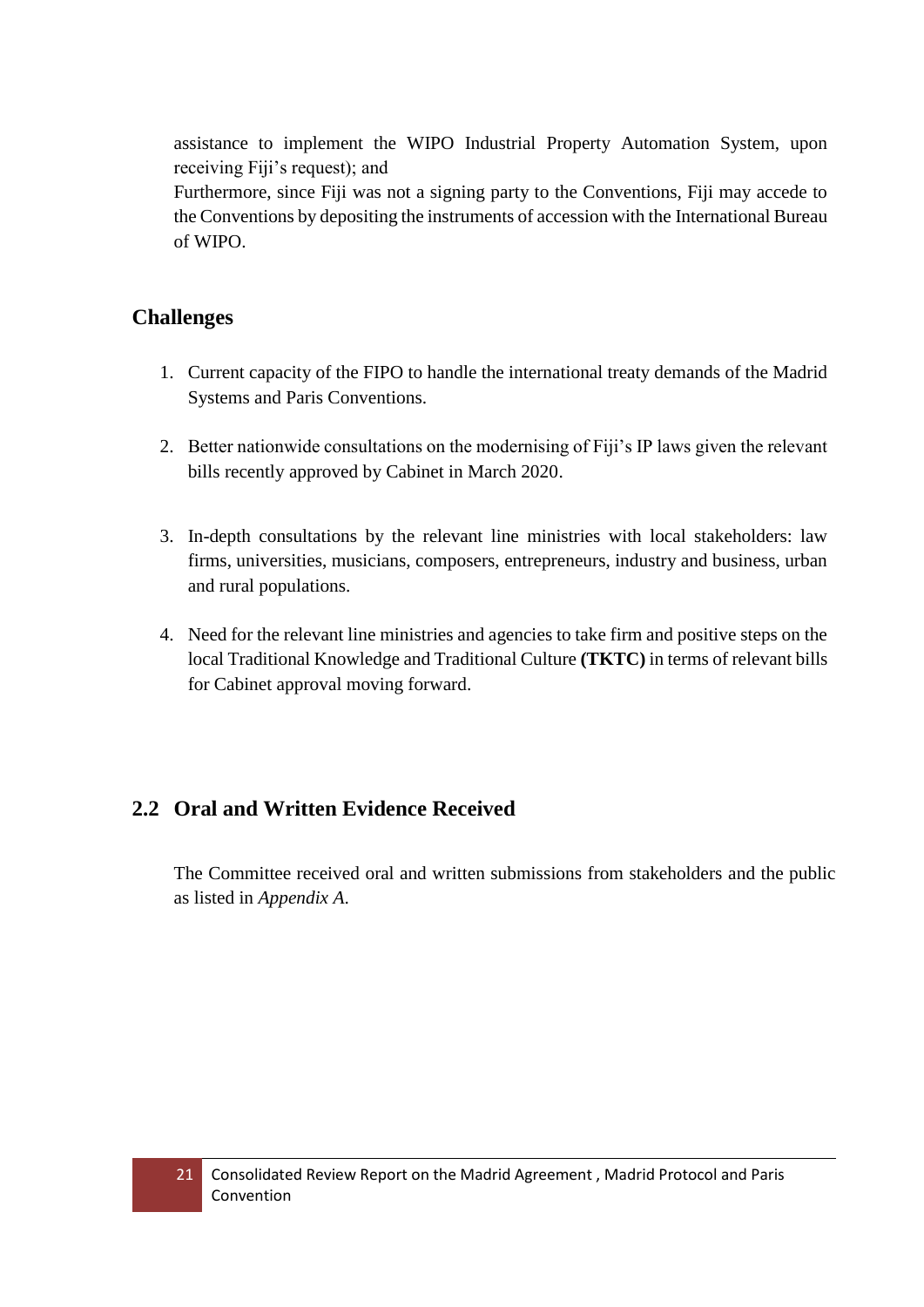assistance to implement the WIPO Industrial Property Automation System, upon receiving Fiji's request); and

Furthermore, since Fiji was not a signing party to the Conventions, Fiji may accede to the Conventions by depositing the instruments of accession with the International Bureau of WIPO.

### Challenges

1. Current capacity of the FIPO to handle the international treaty demands of the Madrid Systems and Paris Conventions.
2. Better nationwide consultations on the modernising of Fiji's IP laws given the relevant bills recently approved by Cabinet in March 2020.
3. In-depth consultations by the relevant line ministries with local stakeholders: law firms, universities, musicians, composers, entrepreneurs, industry and business, urban and rural populations.
4. Need for the relevant line ministries and agencies to take firm and positive steps on the local Traditional Knowledge and Traditional Culture **(TKTC)** in terms of relevant bills for Cabinet approval moving forward.

## 2.2 Oral and Written Evidence Received

The Committee received oral and written submissions from stakeholders and the public as listed in *Appendix A*.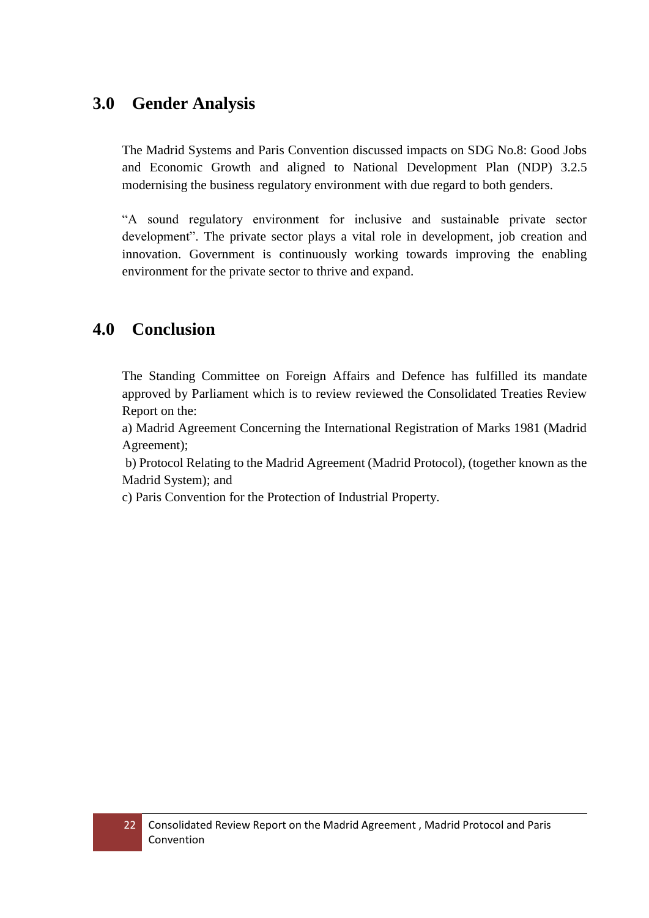## 3.0 Gender Analysis

The Madrid Systems and Paris Convention discussed impacts on SDG No.8: Good Jobs and Economic Growth and aligned to National Development Plan (NDP) 3.2.5 modernising the business regulatory environment with due regard to both genders.

"A sound regulatory environment for inclusive and sustainable private sector development". The private sector plays a vital role in development, job creation and innovation. Government is continuously working towards improving the enabling environment for the private sector to thrive and expand.

## 4.0 Conclusion

The Standing Committee on Foreign Affairs and Defence has fulfilled its mandate approved by Parliament which is to review reviewed the Consolidated Treaties Review Report on the:

a) Madrid Agreement Concerning the International Registration of Marks 1981 (Madrid Agreement);

b) Protocol Relating to the Madrid Agreement (Madrid Protocol), (together known as the Madrid System); and

c) Paris Convention for the Protection of Industrial Property.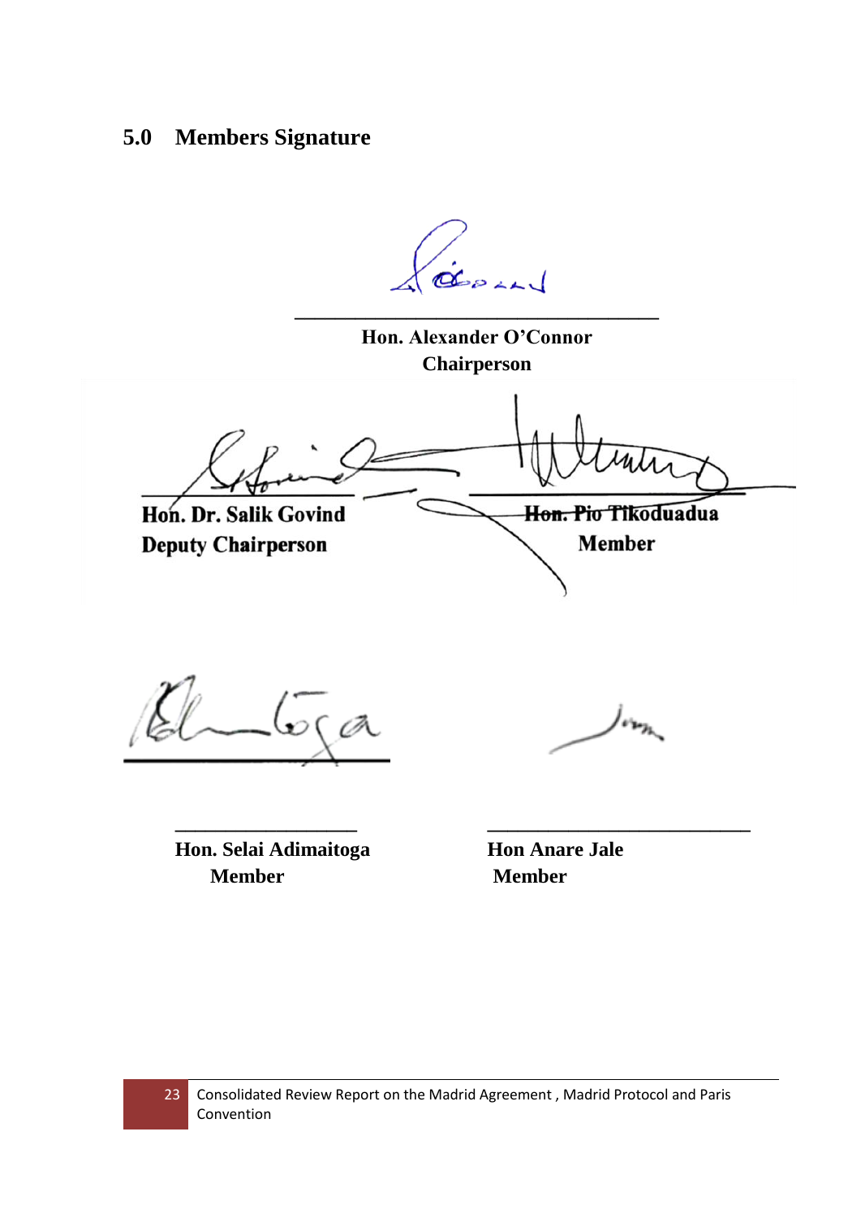## 5.0 Members Signature

\_\_\_\_\_\_\_\_\_\_\_\_\_\_\_\_\_\_\_\_\_\_\_\_\_\_\_\_\_\_\_\_\_\_\_\_\_\_\_

**Hon. Alexander O'Connor**
**Chairperson**

**Hon. Dr. Salik Govind**
**Deputy Chairperson**

**Hon. Pio Tikoduadua**
**Member**

\_\_\_\_\_\_\_\_\_\_\_\_\_\_\_\_\_\_\_\_

**Hon. Selai Adimaitoga**
**Member**

\_\_\_\_\_\_\_\_\_\_\_\_\_\_\_\_\_\_\_\_\_\_\_\_\_\_\_\_\_\_

**Hon Anare Jale**
**Member**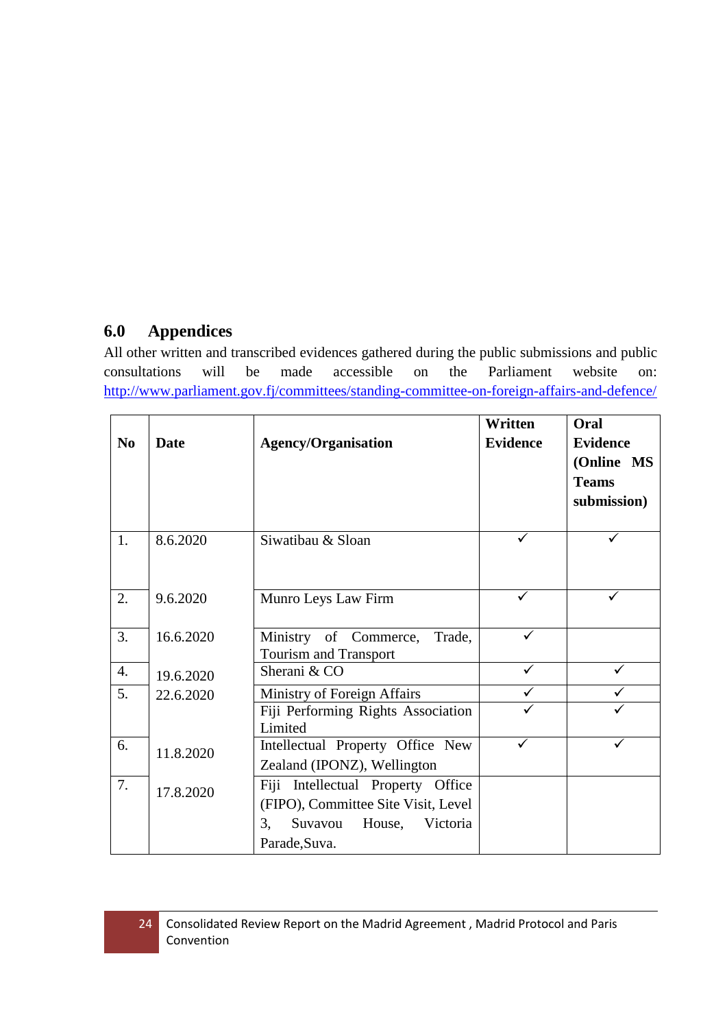## 6.0 Appendices

All other written and transcribed evidences gathered during the public submissions and public consultations will be made accessible on the Parliament website on: http://www.parliament.gov.fj/committees/standing-committee-on-foreign-affairs-and-defence/

| No | Date | Agency/Organisation | Written Evidence | Oral Evidence (Online MS Teams submission) |
|---|---|---|---|---|
| 1. | 8.6.2020 | Siwatibau & Sloan | ✓ | ✓ |
| 2. | 9.6.2020 | Munro Leys Law Firm | ✓ | ✓ |
| 3. | 16.6.2020 | Ministry of Commerce, Trade, Tourism and Transport | ✓ | |
| 4. | 19.6.2020 | Sherani & CO | ✓ | ✓ |
| 5. | 22.6.2020 | Ministry of Foreign Affairs | ✓ | ✓ |
| | | Fiji Performing Rights Association Limited | ✓ | ✓ |
| 6. | 11.8.2020 | Intellectual Property Office New Zealand (IPONZ), Wellington | ✓ | ✓ |
| 7. | 17.8.2020 | Fiji Intellectual Property Office (FIPO), Committee Site Visit, Level 3, Suvavou House, Victoria Parade,Suva. | | |